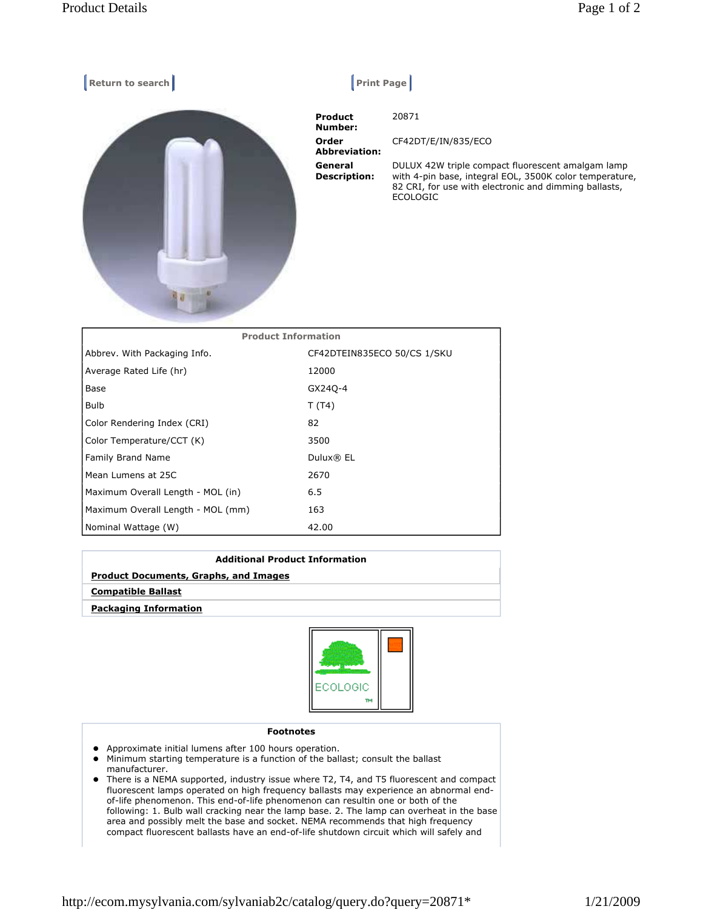Return to search | Print Page

**Product Number:** 20871

**Order Abbreviation:** CF42DT/E/IN/835/ECO

**General Description:** DULUX 42W triple compact fluorescent amalgam lamp with 4-pin base, integral EOL, 3500K color temperature, 82 CRI, for use with electronic and dimming ballasts, ECOLOGIC

| Product Information | |
|---|---|
| Abbrev. With Packaging Info. | CF42DTEIN835ECO 50/CS 1/SKU |
| Average Rated Life (hr) | 12000 |
| Base | GX24Q-4 |
| Bulb | T (T4) |
| Color Rendering Index (CRI) | 82 |
| Color Temperature/CCT (K) | 3500 |
| Family Brand Name | Dulux® EL |
| Mean Lumens at 25C | 2670 |
| Maximum Overall Length - MOL (in) | 6.5 |
| Maximum Overall Length - MOL (mm) | 163 |
| Nominal Wattage (W) | 42.00 |

**Additional Product Information**

**Product Documents, Graphs, and Images**

**Compatible Ballast**

**Packaging Information**

ECOLOGIC™

**Footnotes**

- Approximate initial lumens after 100 hours operation.
- Minimum starting temperature is a function of the ballast; consult the ballast manufacturer.
- There is a NEMA supported, industry issue where T2, T4, and T5 fluorescent and compact fluorescent lamps operated on high frequency ballasts may experience an abnormal end-of-life phenomenon. This end-of-life phenomenon can resultin one or both of the following: 1. Bulb wall cracking near the lamp base. 2. The lamp can overheat in the base area and possibly melt the base and socket. NEMA recommends that high frequency compact fluorescent ballasts have an end-of-life shutdown circuit which will safely and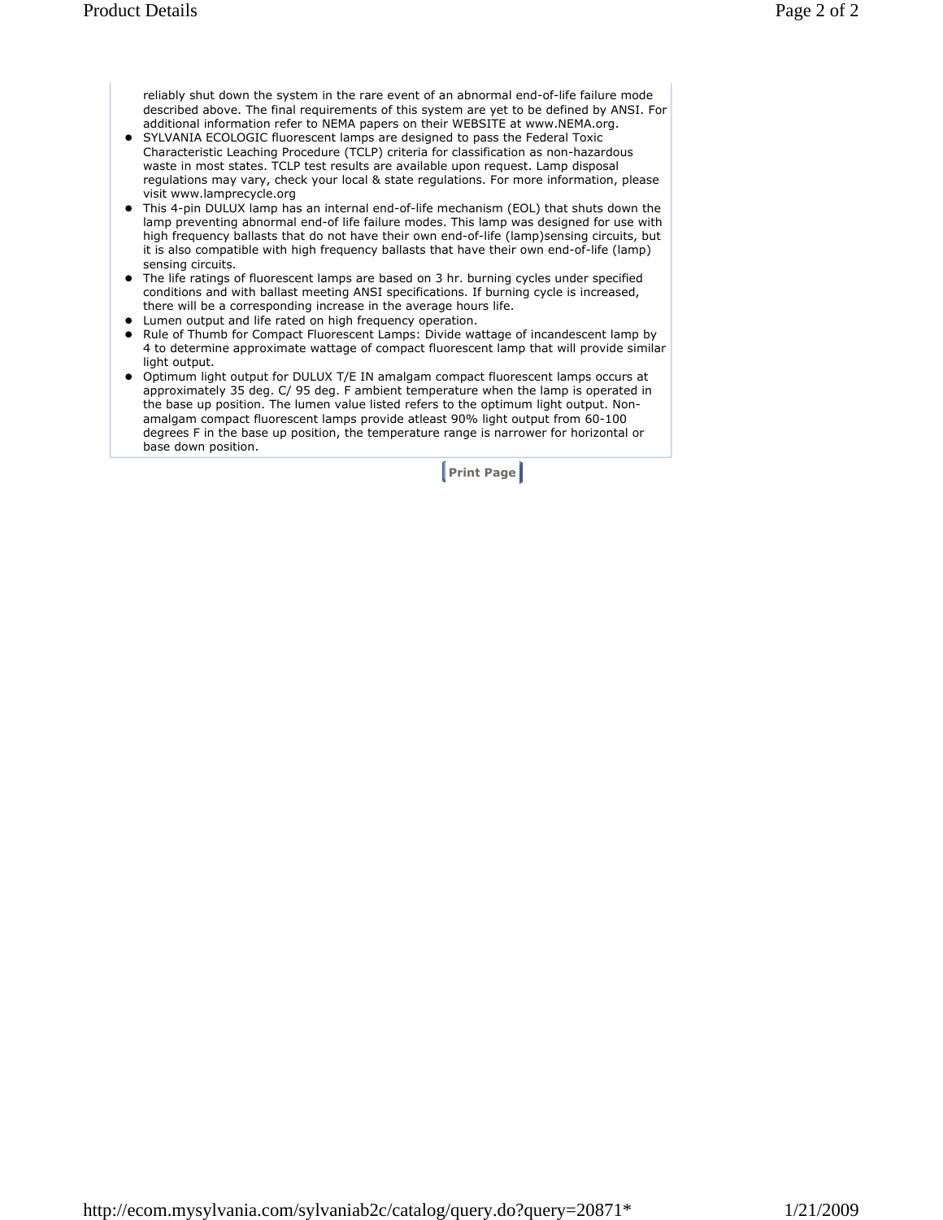reliably shut down the system in the rare event of an abnormal end-of-life failure mode described above. The final requirements of this system are yet to be defined by ANSI. For additional information refer to NEMA papers on their WEBSITE at www.NEMA.org.

- SYLVANIA ECOLOGIC fluorescent lamps are designed to pass the Federal Toxic Characteristic Leaching Procedure (TCLP) criteria for classification as non-hazardous waste in most states. TCLP test results are available upon request. Lamp disposal regulations may vary, check your local & state regulations. For more information, please visit www.lamprecycle.org
- This 4-pin DULUX lamp has an internal end-of-life mechanism (EOL) that shuts down the lamp preventing abnormal end-of life failure modes. This lamp was designed for use with high frequency ballasts that do not have their own end-of-life (lamp)sensing circuits, but it is also compatible with high frequency ballasts that have their own end-of-life (lamp) sensing circuits.
- The life ratings of fluorescent lamps are based on 3 hr. burning cycles under specified conditions and with ballast meeting ANSI specifications. If burning cycle is increased, there will be a corresponding increase in the average hours life.
- Lumen output and life rated on high frequency operation.
- Rule of Thumb for Compact Fluorescent Lamps: Divide wattage of incandescent lamp by 4 to determine approximate wattage of compact fluorescent lamp that will provide similar light output.
- Optimum light output for DULUX T/E IN amalgam compact fluorescent lamps occurs at approximately 35 deg. C/ 95 deg. F ambient temperature when the lamp is operated in the base up position. The lumen value listed refers to the optimum light output. Non-amalgam compact fluorescent lamps provide atleast 90% light output from 60-100 degrees F in the base up position, the temperature range is narrower for horizontal or base down position.

Print Page